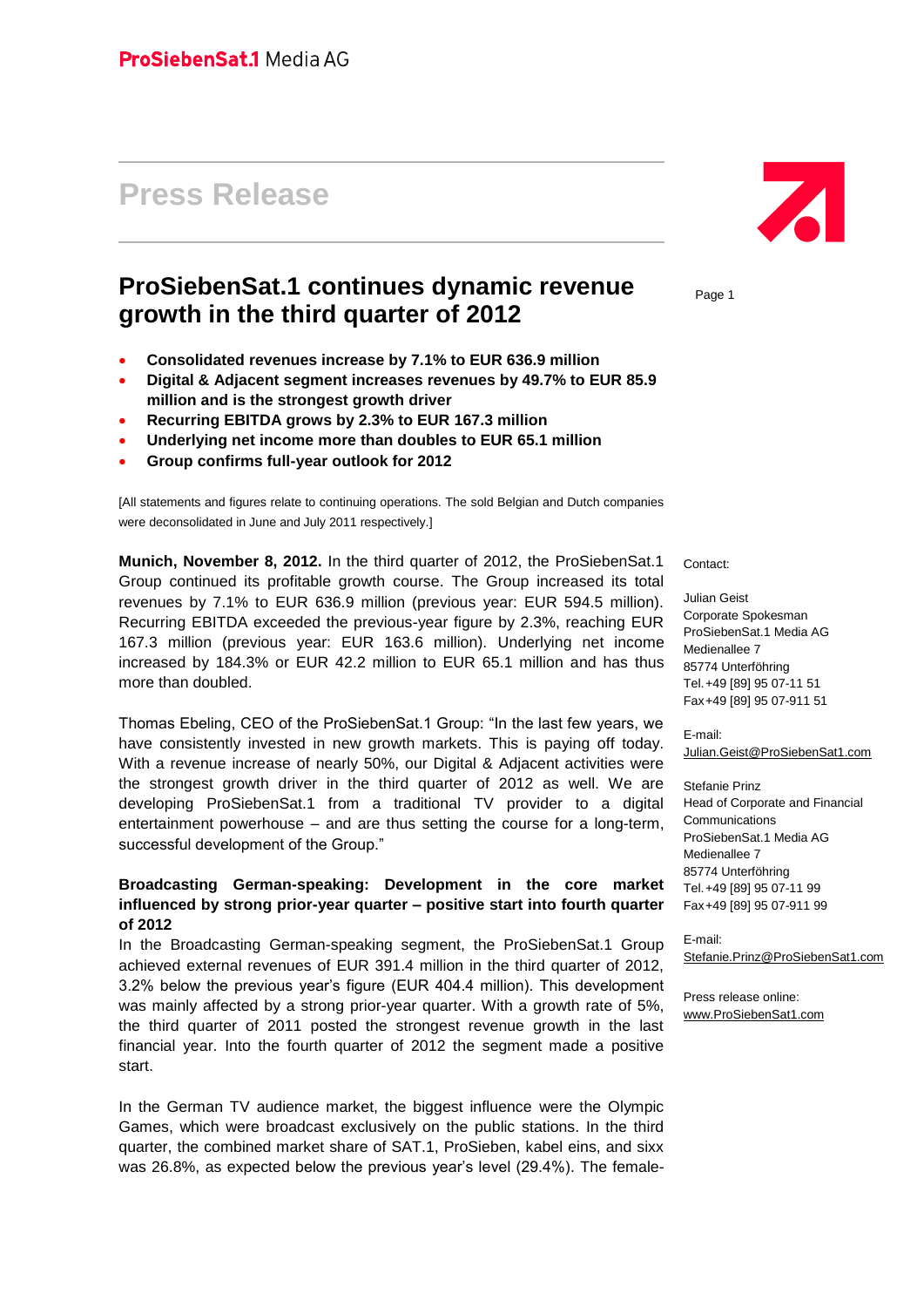ProSiebenSat.1 Media AG

# Press Release

## ProSiebenSat.1 continues dynamic revenue growth in the third quarter of 2012

- **Consolidated revenues increase by 7.1% to EUR 636.9 million**
- **Digital & Adjacent segment increases revenues by 49.7% to EUR 85.9 million and is the strongest growth driver**
- **Recurring EBITDA grows by 2.3% to EUR 167.3 million**
- **Underlying net income more than doubles to EUR 65.1 million**
- **Group confirms full-year outlook for 2012**

[All statements and figures relate to continuing operations. The sold Belgian and Dutch companies were deconsolidated in June and July 2011 respectively.]

**Munich, November 8, 2012.** In the third quarter of 2012, the ProSiebenSat.1 Group continued its profitable growth course. The Group increased its total revenues by 7.1% to EUR 636.9 million (previous year: EUR 594.5 million). Recurring EBITDA exceeded the previous-year figure by 2.3%, reaching EUR 167.3 million (previous year: EUR 163.6 million). Underlying net income increased by 184.3% or EUR 42.2 million to EUR 65.1 million and has thus more than doubled.

Thomas Ebeling, CEO of the ProSiebenSat.1 Group: "In the last few years, we have consistently invested in new growth markets. This is paying off today. With a revenue increase of nearly 50%, our Digital & Adjacent activities were the strongest growth driver in the third quarter of 2012 as well. We are developing ProSiebenSat.1 from a traditional TV provider to a digital entertainment powerhouse – and are thus setting the course for a long-term, successful development of the Group."

### Broadcasting German-speaking: Development in the core market influenced by strong prior-year quarter – positive start into fourth quarter of 2012

In the Broadcasting German-speaking segment, the ProSiebenSat.1 Group achieved external revenues of EUR 391.4 million in the third quarter of 2012, 3.2% below the previous year's figure (EUR 404.4 million). This development was mainly affected by a strong prior-year quarter. With a growth rate of 5%, the third quarter of 2011 posted the strongest revenue growth in the last financial year. Into the fourth quarter of 2012 the segment made a positive start.

In the German TV audience market, the biggest influence were the Olympic Games, which were broadcast exclusively on the public stations. In the third quarter, the combined market share of SAT.1, ProSieben, kabel eins, and sixx was 26.8%, as expected below the previous year's level (29.4%). The female-

Contact:

Julian Geist
Corporate Spokesman
ProSiebenSat.1 Media AG
Medienallee 7
85774 Unterföhring
Tel. +49 [89] 95 07-11 51
Fax +49 [89] 95 07-911 51

E-mail:
Julian.Geist@ProSiebenSat1.com

Stefanie Prinz
Head of Corporate and Financial Communications
ProSiebenSat.1 Media AG
Medienallee 7
85774 Unterföhring
Tel. +49 [89] 95 07-11 99
Fax +49 [89] 95 07-911 99

E-mail:
Stefanie.Prinz@ProSiebenSat1.com

Press release online:
www.ProSiebenSat1.com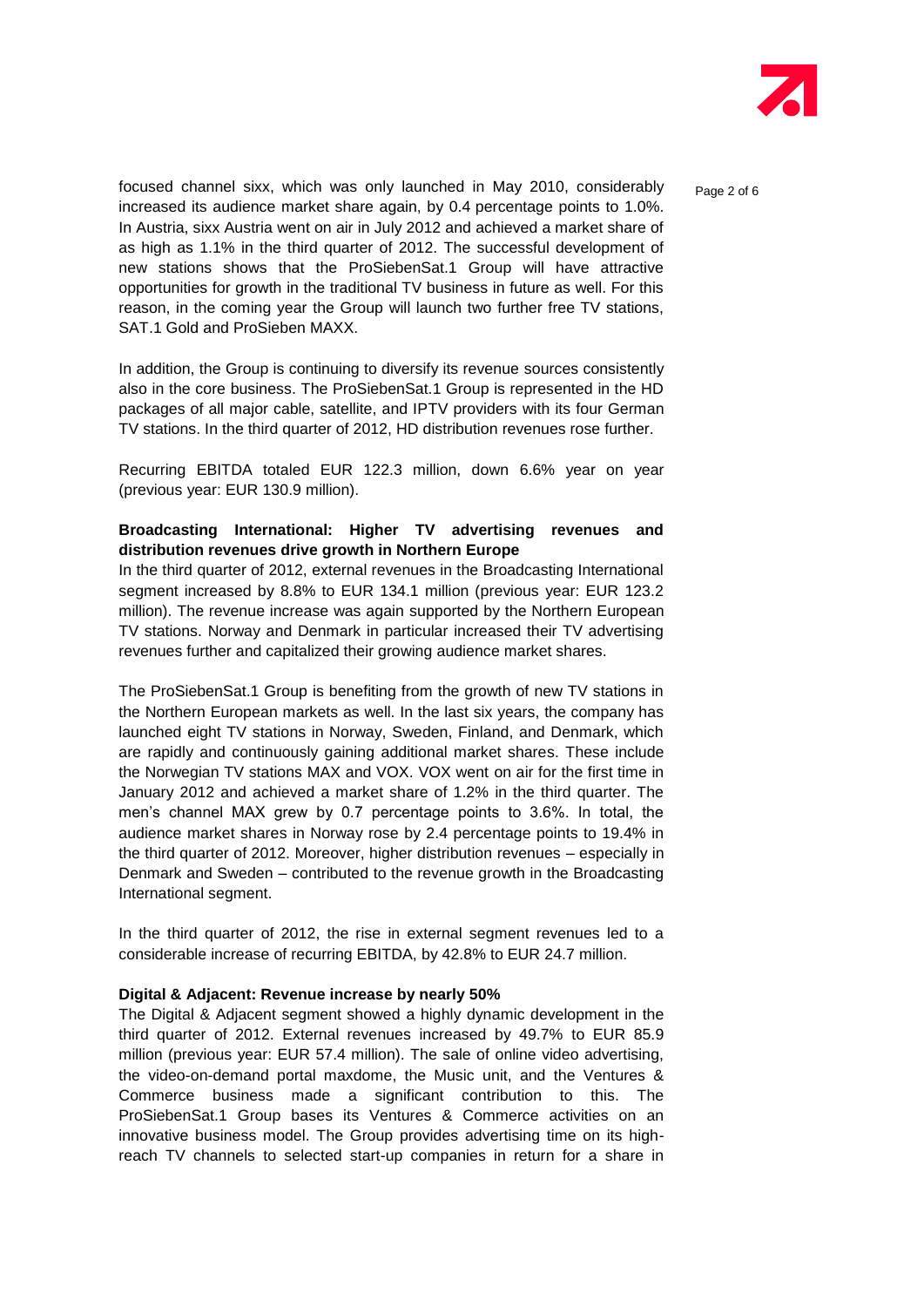focused channel sixx, which was only launched in May 2010, considerably increased its audience market share again, by 0.4 percentage points to 1.0%. In Austria, sixx Austria went on air in July 2012 and achieved a market share of as high as 1.1% in the third quarter of 2012. The successful development of new stations shows that the ProSiebenSat.1 Group will have attractive opportunities for growth in the traditional TV business in future as well. For this reason, in the coming year the Group will launch two further free TV stations, SAT.1 Gold and ProSieben MAXX.

In addition, the Group is continuing to diversify its revenue sources consistently also in the core business. The ProSiebenSat.1 Group is represented in the HD packages of all major cable, satellite, and IPTV providers with its four German TV stations. In the third quarter of 2012, HD distribution revenues rose further.

Recurring EBITDA totaled EUR 122.3 million, down 6.6% year on year (previous year: EUR 130.9 million).

**Broadcasting International: Higher TV advertising revenues and distribution revenues drive growth in Northern Europe**

In the third quarter of 2012, external revenues in the Broadcasting International segment increased by 8.8% to EUR 134.1 million (previous year: EUR 123.2 million). The revenue increase was again supported by the Northern European TV stations. Norway and Denmark in particular increased their TV advertising revenues further and capitalized their growing audience market shares.

The ProSiebenSat.1 Group is benefiting from the growth of new TV stations in the Northern European markets as well. In the last six years, the company has launched eight TV stations in Norway, Sweden, Finland, and Denmark, which are rapidly and continuously gaining additional market shares. These include the Norwegian TV stations MAX and VOX. VOX went on air for the first time in January 2012 and achieved a market share of 1.2% in the third quarter. The men's channel MAX grew by 0.7 percentage points to 3.6%. In total, the audience market shares in Norway rose by 2.4 percentage points to 19.4% in the third quarter of 2012. Moreover, higher distribution revenues – especially in Denmark and Sweden – contributed to the revenue growth in the Broadcasting International segment.

In the third quarter of 2012, the rise in external segment revenues led to a considerable increase of recurring EBITDA, by 42.8% to EUR 24.7 million.

**Digital & Adjacent: Revenue increase by nearly 50%**

The Digital & Adjacent segment showed a highly dynamic development in the third quarter of 2012. External revenues increased by 49.7% to EUR 85.9 million (previous year: EUR 57.4 million). The sale of online video advertising, the video-on-demand portal maxdome, the Music unit, and the Ventures & Commerce business made a significant contribution to this. The ProSiebenSat.1 Group bases its Ventures & Commerce activities on an innovative business model. The Group provides advertising time on its high-reach TV channels to selected start-up companies in return for a share in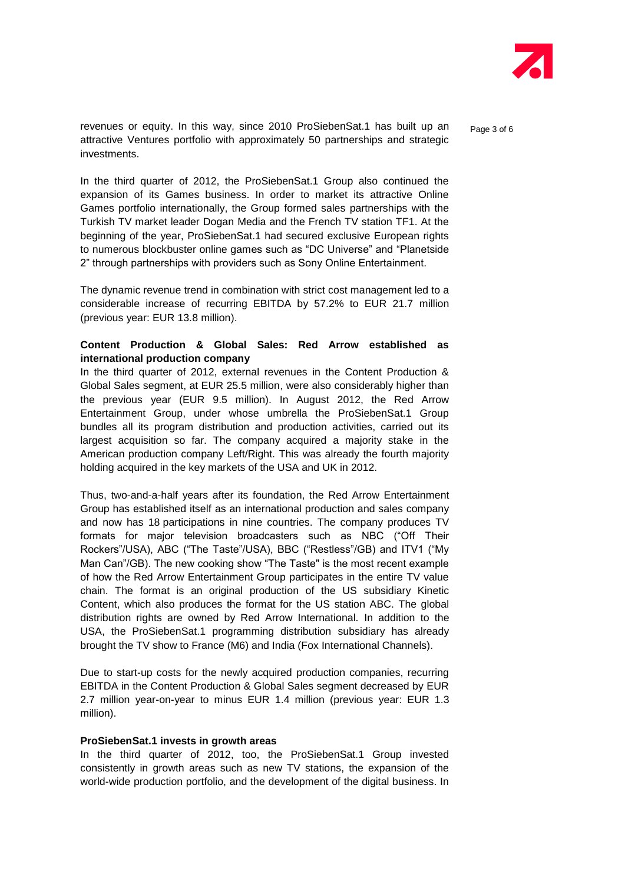revenues or equity. In this way, since 2010 ProSiebenSat.1 has built up an attractive Ventures portfolio with approximately 50 partnerships and strategic investments.

In the third quarter of 2012, the ProSiebenSat.1 Group also continued the expansion of its Games business. In order to market its attractive Online Games portfolio internationally, the Group formed sales partnerships with the Turkish TV market leader Dogan Media and the French TV station TF1. At the beginning of the year, ProSiebenSat.1 had secured exclusive European rights to numerous blockbuster online games such as "DC Universe" and "Planetside 2" through partnerships with providers such as Sony Online Entertainment.

The dynamic revenue trend in combination with strict cost management led to a considerable increase of recurring EBITDA by 57.2% to EUR 21.7 million (previous year: EUR 13.8 million).

**Content Production & Global Sales: Red Arrow established as international production company**

In the third quarter of 2012, external revenues in the Content Production & Global Sales segment, at EUR 25.5 million, were also considerably higher than the previous year (EUR 9.5 million). In August 2012, the Red Arrow Entertainment Group, under whose umbrella the ProSiebenSat.1 Group bundles all its program distribution and production activities, carried out its largest acquisition so far. The company acquired a majority stake in the American production company Left/Right. This was already the fourth majority holding acquired in the key markets of the USA and UK in 2012.

Thus, two-and-a-half years after its foundation, the Red Arrow Entertainment Group has established itself as an international production and sales company and now has 18 participations in nine countries. The company produces TV formats for major television broadcasters such as NBC ("Off Their Rockers"/USA), ABC ("The Taste"/USA), BBC ("Restless"/GB) and ITV1 ("My Man Can"/GB). The new cooking show "The Taste" is the most recent example of how the Red Arrow Entertainment Group participates in the entire TV value chain. The format is an original production of the US subsidiary Kinetic Content, which also produces the format for the US station ABC. The global distribution rights are owned by Red Arrow International. In addition to the USA, the ProSiebenSat.1 programming distribution subsidiary has already brought the TV show to France (M6) and India (Fox International Channels).

Due to start-up costs for the newly acquired production companies, recurring EBITDA in the Content Production & Global Sales segment decreased by EUR 2.7 million year-on-year to minus EUR 1.4 million (previous year: EUR 1.3 million).

**ProSiebenSat.1 invests in growth areas**

In the third quarter of 2012, too, the ProSiebenSat.1 Group invested consistently in growth areas such as new TV stations, the expansion of the world-wide production portfolio, and the development of the digital business. In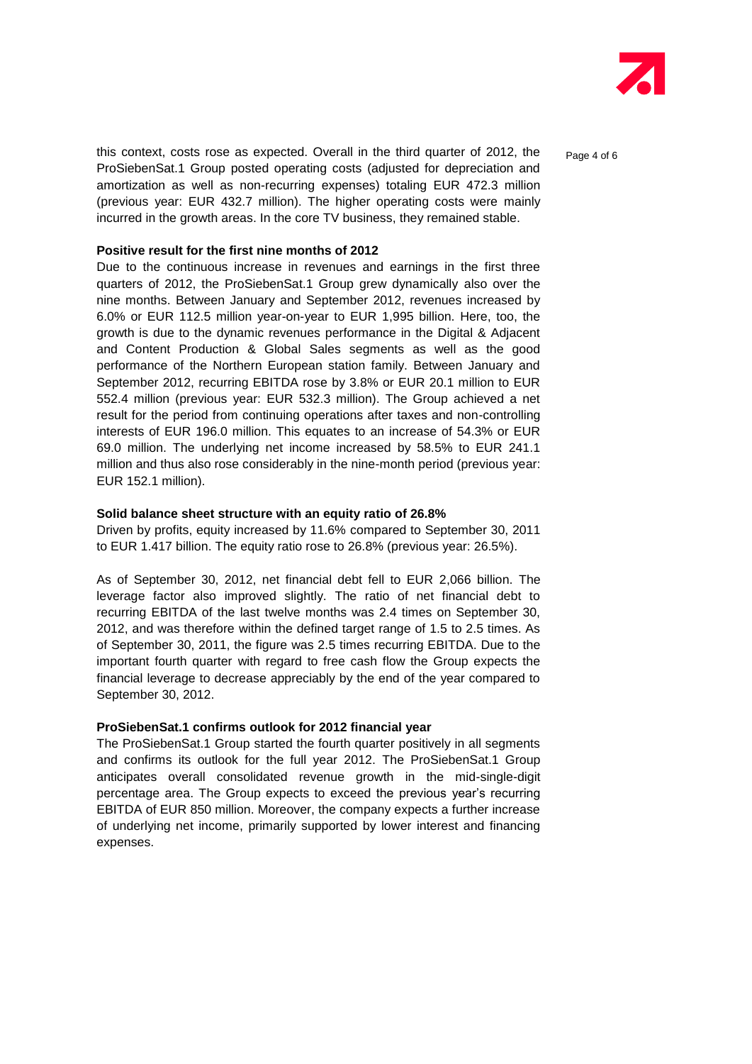this context, costs rose as expected. Overall in the third quarter of 2012, the ProSiebenSat.1 Group posted operating costs (adjusted for depreciation and amortization as well as non-recurring expenses) totaling EUR 472.3 million (previous year: EUR 432.7 million). The higher operating costs were mainly incurred in the growth areas. In the core TV business, they remained stable.

**Positive result for the first nine months of 2012**

Due to the continuous increase in revenues and earnings in the first three quarters of 2012, the ProSiebenSat.1 Group grew dynamically also over the nine months. Between January and September 2012, revenues increased by 6.0% or EUR 112.5 million year-on-year to EUR 1,995 billion. Here, too, the growth is due to the dynamic revenues performance in the Digital & Adjacent and Content Production & Global Sales segments as well as the good performance of the Northern European station family. Between January and September 2012, recurring EBITDA rose by 3.8% or EUR 20.1 million to EUR 552.4 million (previous year: EUR 532.3 million). The Group achieved a net result for the period from continuing operations after taxes and non-controlling interests of EUR 196.0 million. This equates to an increase of 54.3% or EUR 69.0 million. The underlying net income increased by 58.5% to EUR 241.1 million and thus also rose considerably in the nine-month period (previous year: EUR 152.1 million).

**Solid balance sheet structure with an equity ratio of 26.8%**

Driven by profits, equity increased by 11.6% compared to September 30, 2011 to EUR 1.417 billion. The equity ratio rose to 26.8% (previous year: 26.5%).

As of September 30, 2012, net financial debt fell to EUR 2,066 billion. The leverage factor also improved slightly. The ratio of net financial debt to recurring EBITDA of the last twelve months was 2.4 times on September 30, 2012, and was therefore within the defined target range of 1.5 to 2.5 times. As of September 30, 2011, the figure was 2.5 times recurring EBITDA. Due to the important fourth quarter with regard to free cash flow the Group expects the financial leverage to decrease appreciably by the end of the year compared to September 30, 2012.

**ProSiebenSat.1 confirms outlook for 2012 financial year**

The ProSiebenSat.1 Group started the fourth quarter positively in all segments and confirms its outlook for the full year 2012. The ProSiebenSat.1 Group anticipates overall consolidated revenue growth in the mid-single-digit percentage area. The Group expects to exceed the previous year's recurring EBITDA of EUR 850 million. Moreover, the company expects a further increase of underlying net income, primarily supported by lower interest and financing expenses.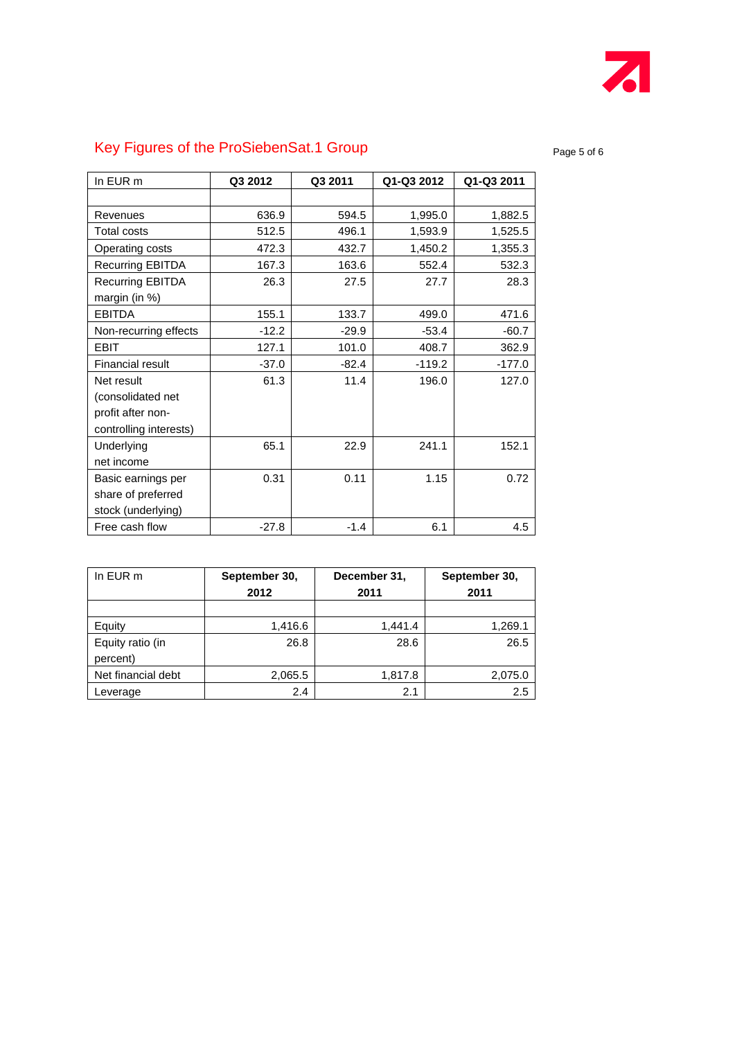## Key Figures of the ProSiebenSat.1 Group

| In EUR m | Q3 2012 | Q3 2011 | Q1-Q3 2012 | Q1-Q3 2011 |
|---|---|---|---|---|
| | | | | |
| Revenues | 636.9 | 594.5 | 1,995.0 | 1,882.5 |
| Total costs | 512.5 | 496.1 | 1,593.9 | 1,525.5 |
| Operating costs | 472.3 | 432.7 | 1,450.2 | 1,355.3 |
| Recurring EBITDA | 167.3 | 163.6 | 552.4 | 532.3 |
| Recurring EBITDA margin (in %) | 26.3 | 27.5 | 27.7 | 28.3 |
| EBITDA | 155.1 | 133.7 | 499.0 | 471.6 |
| Non-recurring effects | -12.2 | -29.9 | -53.4 | -60.7 |
| EBIT | 127.1 | 101.0 | 408.7 | 362.9 |
| Financial result | -37.0 | -82.4 | -119.2 | -177.0 |
| Net result (consolidated net profit after non-controlling interests) | 61.3 | 11.4 | 196.0 | 127.0 |
| Underlying net income | 65.1 | 22.9 | 241.1 | 152.1 |
| Basic earnings per share of preferred stock (underlying) | 0.31 | 0.11 | 1.15 | 0.72 |
| Free cash flow | -27.8 | -1.4 | 6.1 | 4.5 |

| In EUR m | September 30, 2012 | December 31, 2011 | September 30, 2011 |
|---|---|---|---|
| | | | |
| Equity | 1,416.6 | 1,441.4 | 1,269.1 |
| Equity ratio (in percent) | 26.8 | 28.6 | 26.5 |
| Net financial debt | 2,065.5 | 1,817.8 | 2,075.0 |
| Leverage | 2.4 | 2.1 | 2.5 |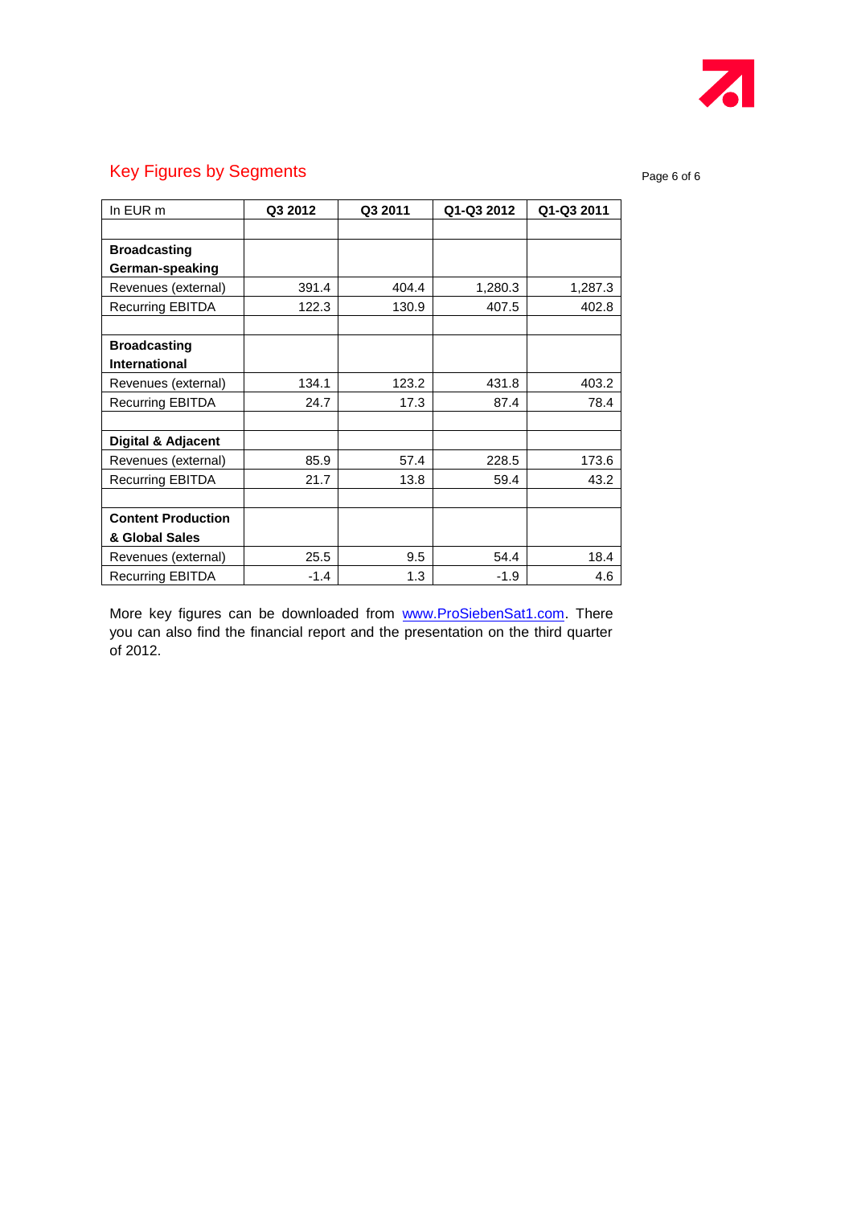## Key Figures by Segments

| In EUR m | Q3 2012 | Q3 2011 | Q1-Q3 2012 | Q1-Q3 2011 |
|---|---|---|---|---|
| | | | | |
| **Broadcasting German-speaking** | | | | |
| Revenues (external) | 391.4 | 404.4 | 1,280.3 | 1,287.3 |
| Recurring EBITDA | 122.3 | 130.9 | 407.5 | 402.8 |
| | | | | |
| **Broadcasting International** | | | | |
| Revenues (external) | 134.1 | 123.2 | 431.8 | 403.2 |
| Recurring EBITDA | 24.7 | 17.3 | 87.4 | 78.4 |
| | | | | |
| **Digital & Adjacent** | | | | |
| Revenues (external) | 85.9 | 57.4 | 228.5 | 173.6 |
| Recurring EBITDA | 21.7 | 13.8 | 59.4 | 43.2 |
| | | | | |
| **Content Production & Global Sales** | | | | |
| Revenues (external) | 25.5 | 9.5 | 54.4 | 18.4 |
| Recurring EBITDA | -1.4 | 1.3 | -1.9 | 4.6 |

More key figures can be downloaded from www.ProSiebenSat1.com. There you can also find the financial report and the presentation on the third quarter of 2012.